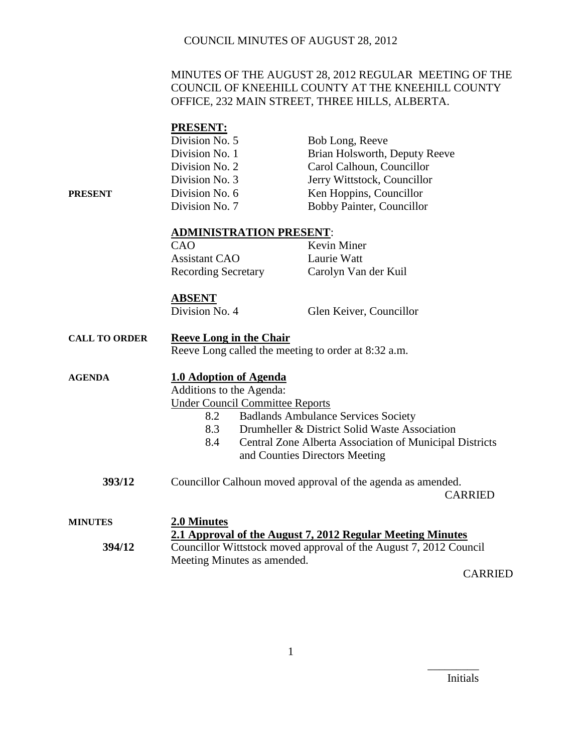# COUNCIL MINUTES OF AUGUST 28, 2012

MINUTES OF THE AUGUST 28, 2012 REGULAR MEETING OF THE COUNCIL OF KNEEHILL COUNTY AT THE KNEEHILL COUNTY OFFICE, 232 MAIN STREET, THREE HILLS, ALBERTA.

**PRESENT**

**PRESENT:**

| | |
|---|---|
| Division No. 5 | Bob Long, Reeve |
| Division No. 1 | Brian Holsworth, Deputy Reeve |
| Division No. 2 | Carol Calhoun, Councillor |
| Division No. 3 | Jerry Wittstock, Councillor |
| Division No. 6 | Ken Hoppins, Councillor |
| Division No. 7 | Bobby Painter, Councillor |

**ADMINISTRATION PRESENT:**

| | |
|---|---|
| CAO | Kevin Miner |
| Assistant CAO | Laurie Watt |
| Recording Secretary | Carolyn Van der Kuil |

**ABSENT**

| | |
|---|---|
| Division No. 4 | Glen Keiver, Councillor |

**CALL TO ORDER**

**Reeve Long in the Chair**

Reeve Long called the meeting to order at 8:32 a.m.

**AGENDA**

**1.0 Adoption of Agenda**

Additions to the Agenda:

Under Council Committee Reports

- 8.2 Badlands Ambulance Services Society
- 8.3 Drumheller & District Solid Waste Association
- 8.4 Central Zone Alberta Association of Municipal Districts and Counties Directors Meeting

**393/12** Councillor Calhoun moved approval of the agenda as amended.

CARRIED

**MINUTES**

**2.0 Minutes**

**2.1 Approval of the August 7, 2012 Regular Meeting Minutes**

**394/12** Councillor Wittstock moved approval of the August 7, 2012 Council Meeting Minutes as amended.

CARRIED

Initials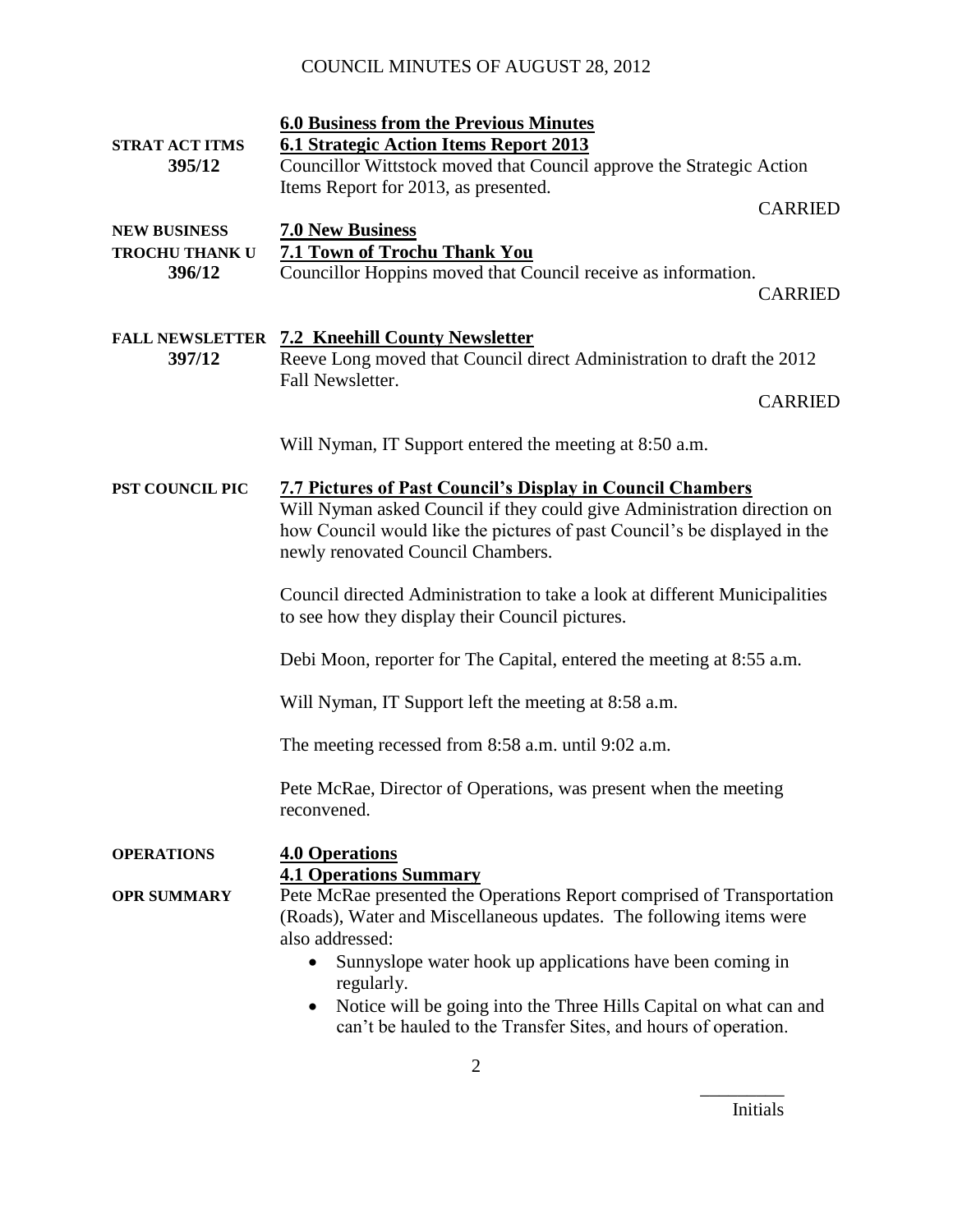# COUNCIL MINUTES OF AUGUST 28, 2012

**6.0 Business from the Previous Minutes**

**STRAT ACT ITMS**
**395/12**

**6.1 Strategic Action Items Report 2013**

Councillor Wittstock moved that Council approve the Strategic Action Items Report for 2013, as presented.

CARRIED

**NEW BUSINESS**

**7.0 New Business**

**TROCHU THANK U**
**396/12**

**7.1 Town of Trochu Thank You**

Councillor Hoppins moved that Council receive as information.

CARRIED

**FALL NEWSLETTER**
**397/12**

**7.2 Kneehill County Newsletter**

Reeve Long moved that Council direct Administration to draft the 2012 Fall Newsletter.

CARRIED

Will Nyman, IT Support entered the meeting at 8:50 a.m.

**PST COUNCIL PIC**

**7.7 Pictures of Past Council's Display in Council Chambers**

Will Nyman asked Council if they could give Administration direction on how Council would like the pictures of past Council's be displayed in the newly renovated Council Chambers.

Council directed Administration to take a look at different Municipalities to see how they display their Council pictures.

Debi Moon, reporter for The Capital, entered the meeting at 8:55 a.m.

Will Nyman, IT Support left the meeting at 8:58 a.m.

The meeting recessed from 8:58 a.m. until 9:02 a.m.

Pete McRae, Director of Operations, was present when the meeting reconvened.

**OPERATIONS**

**4.0 Operations**

**4.1 Operations Summary**

**OPR SUMMARY**

Pete McRae presented the Operations Report comprised of Transportation (Roads), Water and Miscellaneous updates. The following items were also addressed:

- Sunnyslope water hook up applications have been coming in regularly.
- Notice will be going into the Three Hills Capital on what can and can't be hauled to the Transfer Sites, and hours of operation.

_________
Initials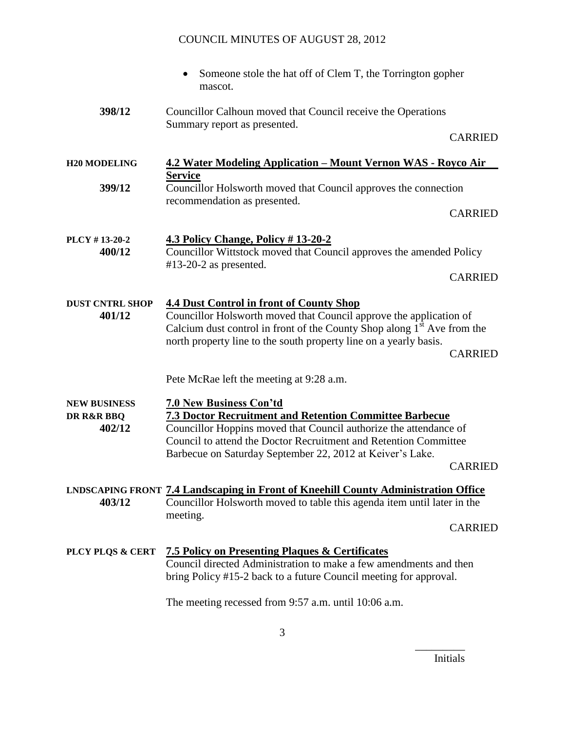- Someone stole the hat off of Clem T, the Torrington gopher mascot.

**398/12** Councillor Calhoun moved that Council receive the Operations Summary report as presented.

CARRIED

**H20 MODELING** **4.2 Water Modeling Application – Mount Vernon WAS - Royco Air Service**

**399/12** Councillor Holsworth moved that Council approves the connection recommendation as presented.

CARRIED

**PLCY # 13-20-2** **4.3 Policy Change, Policy # 13-20-2**

**400/12** Councillor Wittstock moved that Council approves the amended Policy #13-20-2 as presented.

CARRIED

**DUST CNTRL SHOP** **4.4 Dust Control in front of County Shop**

**401/12** Councillor Holsworth moved that Council approve the application of Calcium dust control in front of the County Shop along 1st Ave from the north property line to the south property line on a yearly basis.

CARRIED

Pete McRae left the meeting at 9:28 a.m.

**NEW BUSINESS** **7.0 New Business Con'td**

**DR R&R BBQ** **7.3 Doctor Recruitment and Retention Committee Barbecue**

**402/12** Councillor Hoppins moved that Council authorize the attendance of Council to attend the Doctor Recruitment and Retention Committee Barbecue on Saturday September 22, 2012 at Keiver's Lake.

CARRIED

**LNDSCAPING FRONT** **7.4 Landscaping in Front of Kneehill County Administration Office**

**403/12** Councillor Holsworth moved to table this agenda item until later in the meeting.

CARRIED

**PLCY PLQS & CERT** **7.5 Policy on Presenting Plaques & Certificates**

Council directed Administration to make a few amendments and then bring Policy #15-2 back to a future Council meeting for approval.

The meeting recessed from 9:57 a.m. until 10:06 a.m.

Initials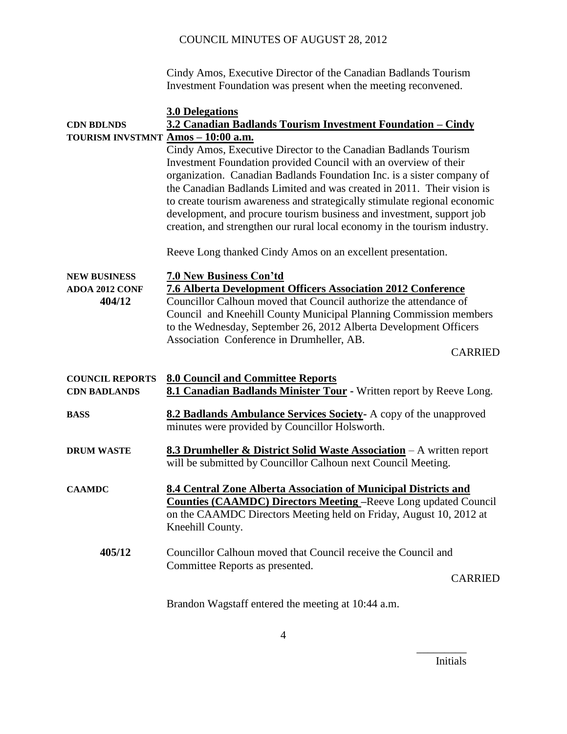Cindy Amos, Executive Director of the Canadian Badlands Tourism Investment Foundation was present when the meeting reconvened.

**3.0 Delegations**

**CDN BDLNDS TOURISM INVSTMNT**

**3.2 Canadian Badlands Tourism Investment Foundation – Cindy Amos – 10:00 a.m.**

Cindy Amos, Executive Director to the Canadian Badlands Tourism Investment Foundation provided Council with an overview of their organization. Canadian Badlands Foundation Inc. is a sister company of the Canadian Badlands Limited and was created in 2011. Their vision is to create tourism awareness and strategically stimulate regional economic development, and procure tourism business and investment, support job creation, and strengthen our rural local economy in the tourism industry.

Reeve Long thanked Cindy Amos on an excellent presentation.

**NEW BUSINESS**

**7.0 New Business Con'td**

**ADOA 2012 CONF**

**7.6 Alberta Development Officers Association 2012 Conference**

**404/12** Councillor Calhoun moved that Council authorize the attendance of Council and Kneehill County Municipal Planning Commission members to the Wednesday, September 26, 2012 Alberta Development Officers Association Conference in Drumheller, AB.

CARRIED

**COUNCIL REPORTS**

**8.0 Council and Committee Reports**

**CDN BADLANDS**

**8.1 Canadian Badlands Minister Tour** - Written report by Reeve Long.

**BASS**

**8.2 Badlands Ambulance Services Society**- A copy of the unapproved minutes were provided by Councillor Holsworth.

**DRUM WASTE**

**8.3 Drumheller & District Solid Waste Association** – A written report will be submitted by Councillor Calhoun next Council Meeting.

**CAAMDC**

**8.4 Central Zone Alberta Association of Municipal Districts and Counties (CAAMDC) Directors Meeting** –Reeve Long updated Council on the CAAMDC Directors Meeting held on Friday, August 10, 2012 at Kneehill County.

**405/12** Councillor Calhoun moved that Council receive the Council and Committee Reports as presented.

CARRIED

Brandon Wagstaff entered the meeting at 10:44 a.m.

\_\_\_\_\_\_\_\_\_
Initials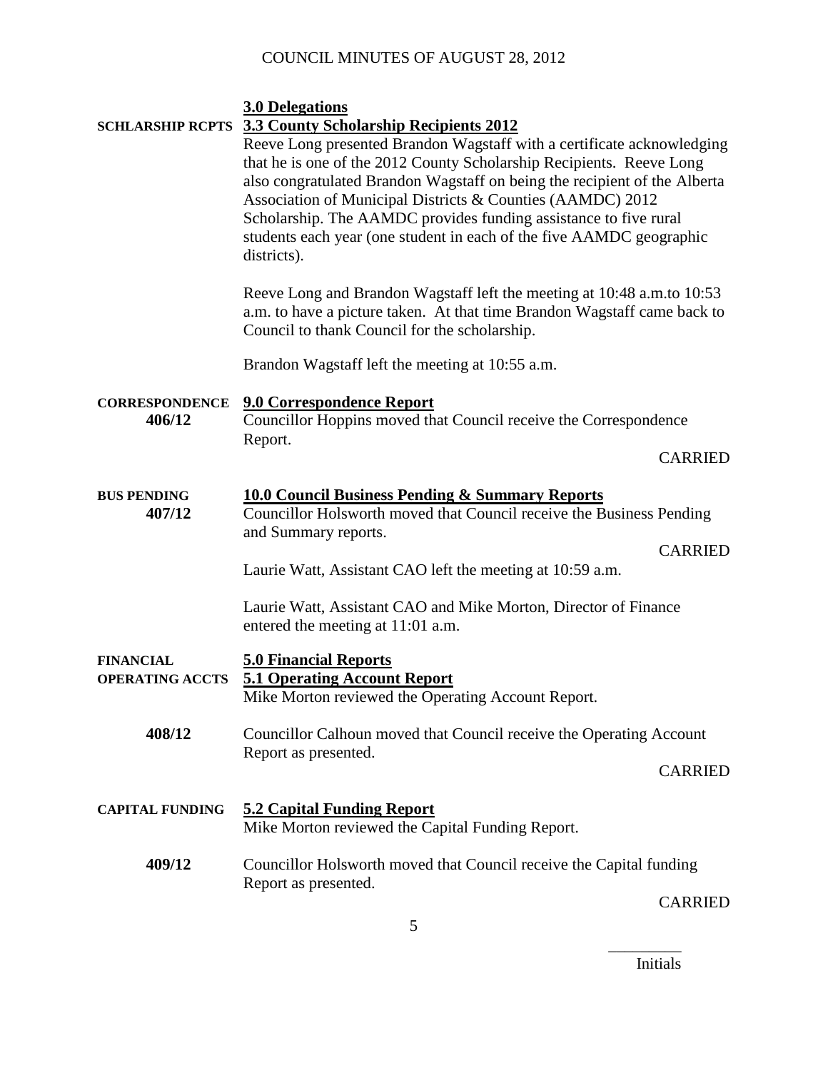### 3.0 Delegations

**SCHLARSHIP RCPTS**

### 3.3 County Scholarship Recipients 2012

Reeve Long presented Brandon Wagstaff with a certificate acknowledging that he is one of the 2012 County Scholarship Recipients. Reeve Long also congratulated Brandon Wagstaff on being the recipient of the Alberta Association of Municipal Districts & Counties (AAMDC) 2012 Scholarship. The AAMDC provides funding assistance to five rural students each year (one student in each of the five AAMDC geographic districts).

Reeve Long and Brandon Wagstaff left the meeting at 10:48 a.m.to 10:53 a.m. to have a picture taken. At that time Brandon Wagstaff came back to Council to thank Council for the scholarship.

Brandon Wagstaff left the meeting at 10:55 a.m.

**CORRESPONDENCE**

### 9.0 Correspondence Report

**406/12** Councillor Hoppins moved that Council receive the Correspondence Report.

CARRIED

**BUS PENDING**

### 10.0 Council Business Pending & Summary Reports

**407/12** Councillor Holsworth moved that Council receive the Business Pending and Summary reports.

CARRIED

Laurie Watt, Assistant CAO left the meeting at 10:59 a.m.

Laurie Watt, Assistant CAO and Mike Morton, Director of Finance entered the meeting at 11:01 a.m.

**FINANCIAL**

### 5.0 Financial Reports

**OPERATING ACCTS**

### 5.1 Operating Account Report

Mike Morton reviewed the Operating Account Report.

**408/12** Councillor Calhoun moved that Council receive the Operating Account Report as presented.

CARRIED

**CAPITAL FUNDING**

### 5.2 Capital Funding Report

Mike Morton reviewed the Capital Funding Report.

**409/12** Councillor Holsworth moved that Council receive the Capital funding Report as presented.

CARRIED

_________
Initials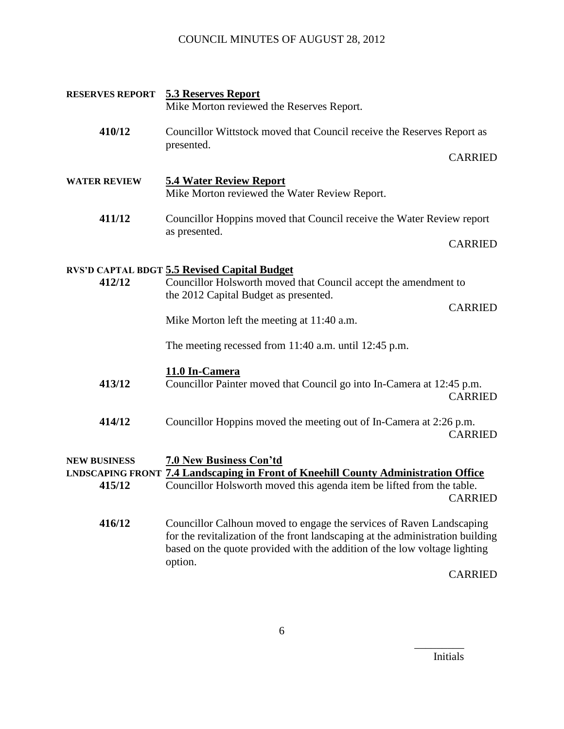**RESERVES REPORT** **5.3 Reserves Report**

Mike Morton reviewed the Reserves Report.

**410/12** Councillor Wittstock moved that Council receive the Reserves Report as presented.

CARRIED

**WATER REVIEW** **5.4 Water Review Report**

Mike Morton reviewed the Water Review Report.

**411/12** Councillor Hoppins moved that Council receive the Water Review report as presented.

CARRIED

**RVS'D CAPTAL BDGT** **5.5 Revised Capital Budget**

**412/12** Councillor Holsworth moved that Council accept the amendment to the 2012 Capital Budget as presented.

CARRIED

Mike Morton left the meeting at 11:40 a.m.

The meeting recessed from 11:40 a.m. until 12:45 p.m.

**11.0 In-Camera**

**413/12** Councillor Painter moved that Council go into In-Camera at 12:45 p.m.

CARRIED

**414/12** Councillor Hoppins moved the meeting out of In-Camera at 2:26 p.m.

CARRIED

**NEW BUSINESS** **7.0 New Business Con'td**

**LNDSCAPING FRONT** **7.4 Landscaping in Front of Kneehill County Administration Office**

**415/12** Councillor Holsworth moved this agenda item be lifted from the table.

CARRIED

**416/12** Councillor Calhoun moved to engage the services of Raven Landscaping for the revitalization of the front landscaping at the administration building based on the quote provided with the addition of the low voltage lighting option.

CARRIED

Initials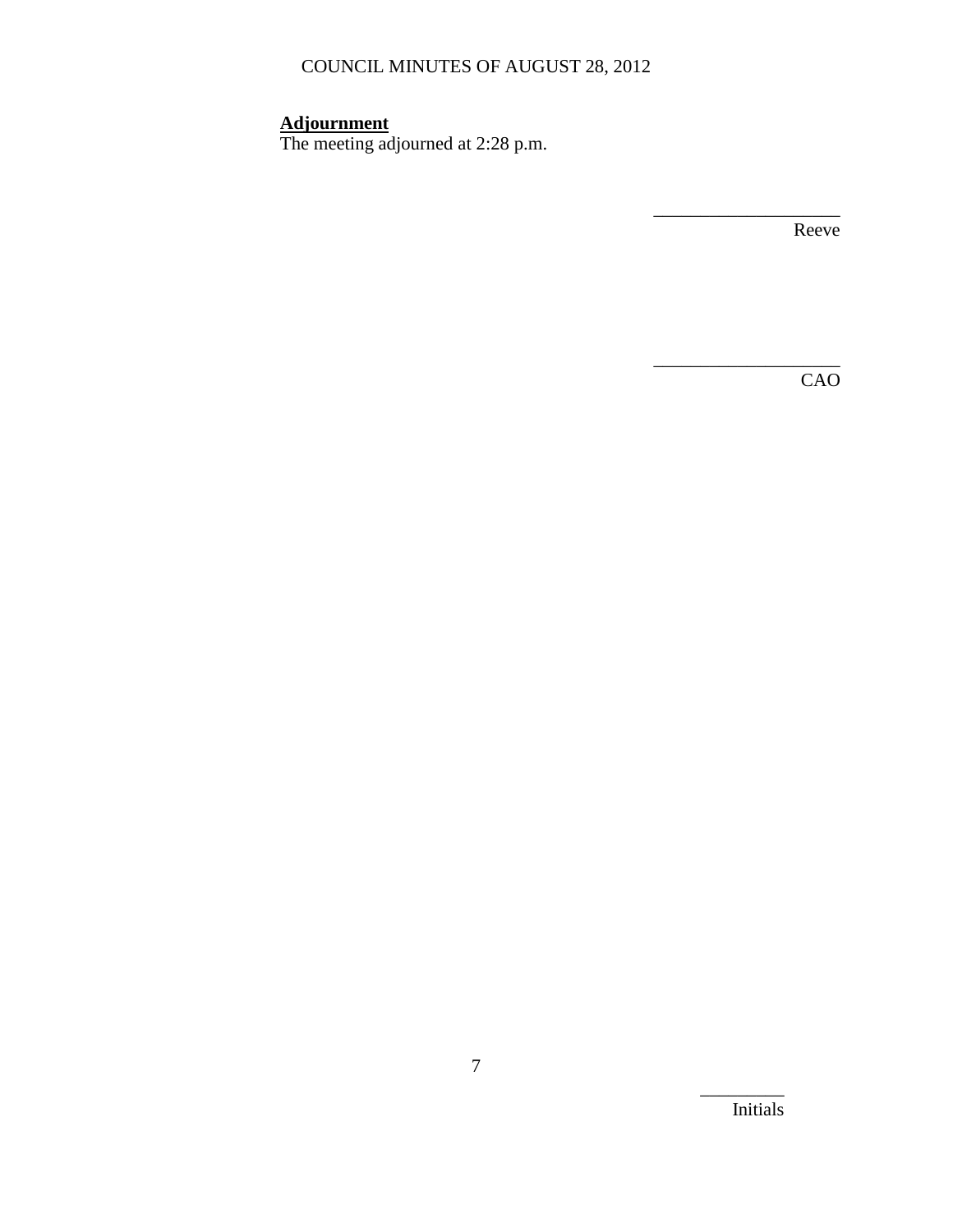**Adjournment**
The meeting adjourned at 2:28 p.m.

____________________
Reeve

____________________
CAO

_________
Initials